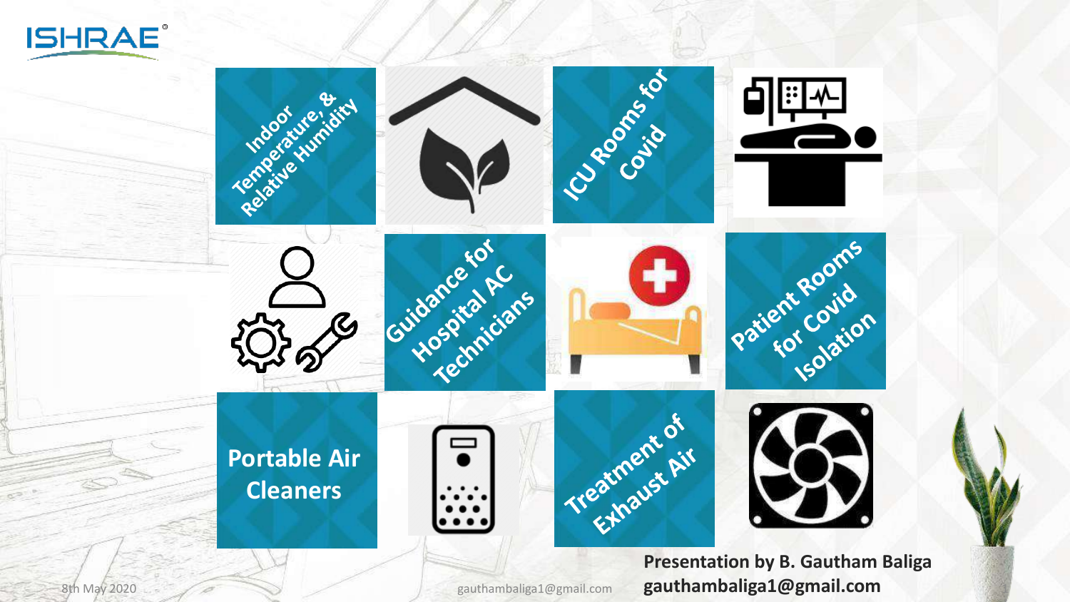ISHRAE

Indoor Temperature, & Relative Humidity

ICU Rooms for Covid

Guidance for Hospital AC Technicians

Patient Rooms for Covid Isolation

Portable Air Cleaners

Treatment of Exhaust Air

**Presentation by B. Gautham Baliga**
**gauthambaliga1@gmail.com**

8th May 2020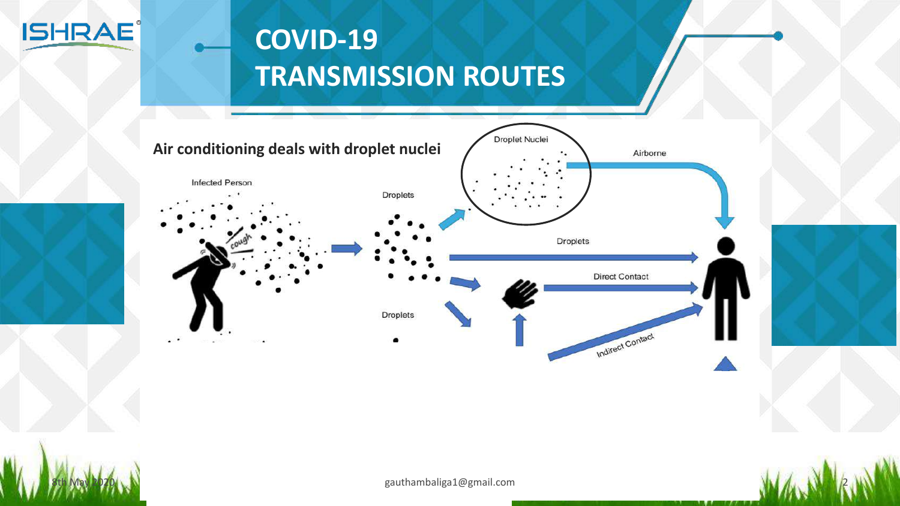# COVID-19 TRANSMISSION ROUTES

**Air conditioning deals with droplet nuclei**

Infected Person

Droplets

Droplet Nuclei

Airborne

Droplets

Direct Contact

Droplets

Indirect Contact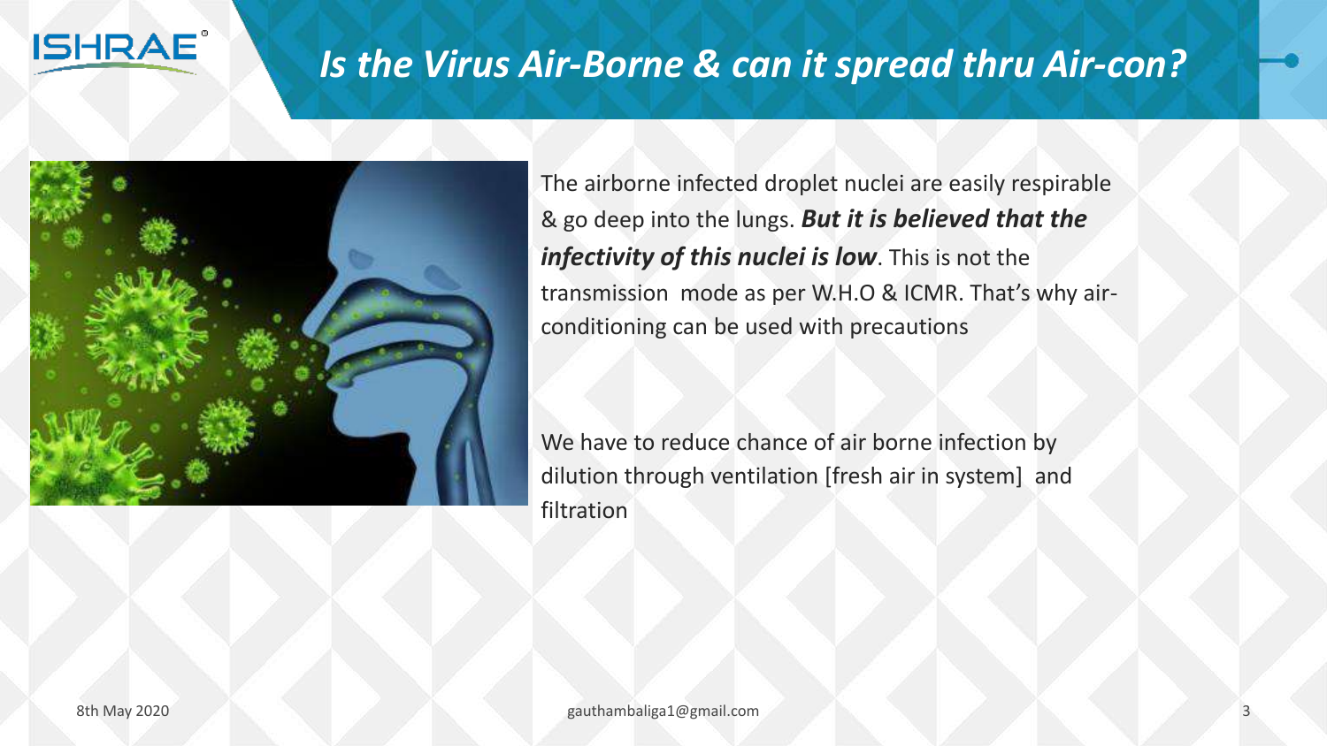# *Is the Virus Air-Borne & can it spread thru Air-con?*

The airborne infected droplet nuclei are easily respirable & go deep into the lungs. ***But it is believed that the infectivity of this nuclei is low***. This is not the transmission mode as per W.H.O & ICMR. That's why air-conditioning can be used with precautions

We have to reduce chance of air borne infection by dilution through ventilation [fresh air in system] and filtration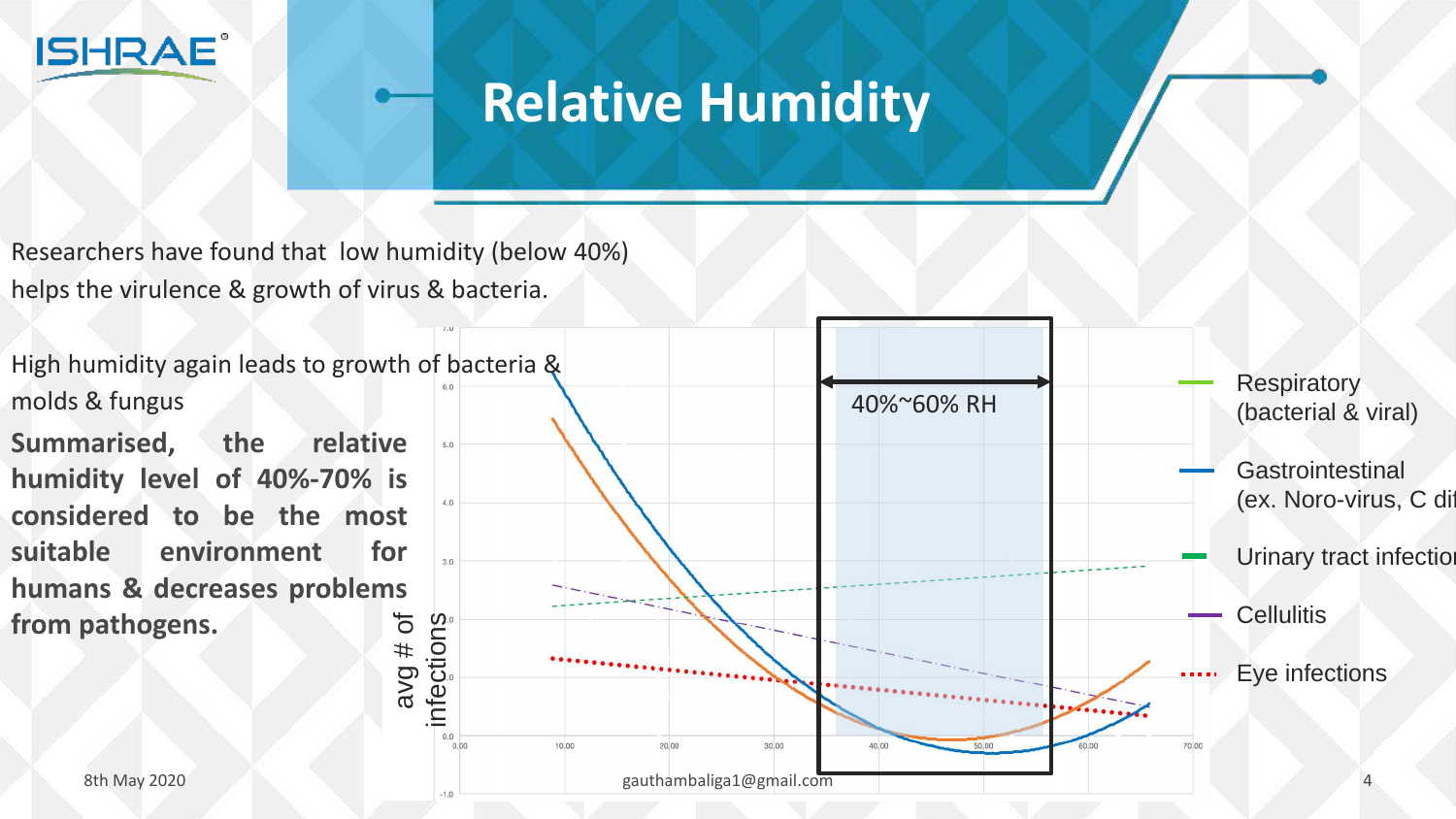# Relative Humidity

Researchers have found that low humidity (below 40%) helps the virulence & growth of virus & bacteria.

High humidity again leads to growth of bacteria & molds & fungus

**Summarised, the relative humidity level of 40%-70% is considered to be the most suitable environment for humans & decreases problems from pathogens.**

40%~60% RH

avg # of infections

- Respiratory (bacterial & viral)
- Gastrointestinal (ex. Noro-virus, C dif
- Urinary tract infection
- Cellulitis
- Eye infections

8th May 2020

gauthambaliga1@gmail.com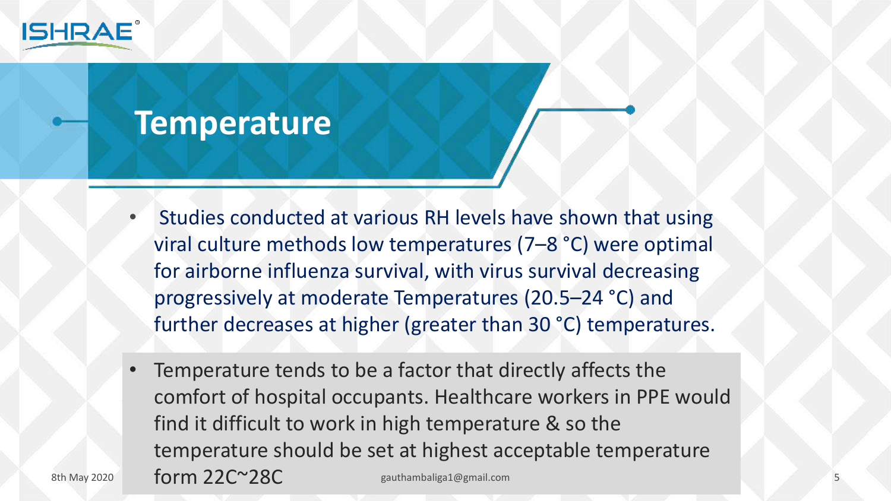# Temperature

- Studies conducted at various RH levels have shown that using viral culture methods low temperatures (7–8 °C) were optimal for airborne influenza survival, with virus survival decreasing progressively at moderate Temperatures (20.5–24 °C) and further decreases at higher (greater than 30 °C) temperatures.
- Temperature tends to be a factor that directly affects the comfort of hospital occupants. Healthcare workers in PPE would find it difficult to work in high temperature & so the temperature should be set at highest acceptable temperature form 22C~28C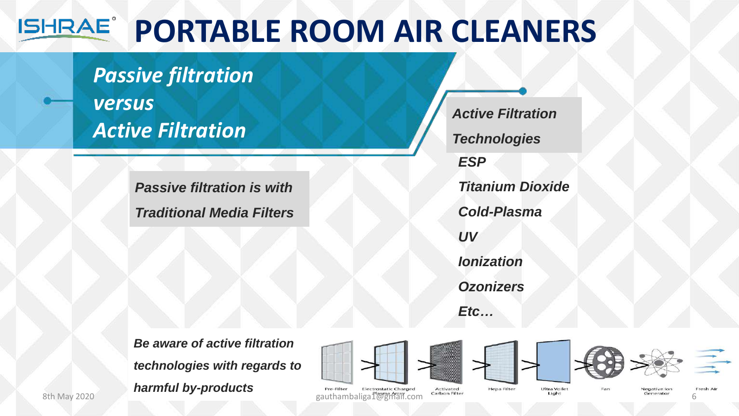# PORTABLE ROOM AIR CLEANERS

## *Passive filtration versus Active Filtration*

***Passive filtration is with Traditional Media Filters***

***Active Filtration Technologies***

- ***ESP***
- ***Titanium Dioxide***
- ***Cold-Plasma***
- ***UV***
- ***Ionization***
- ***Ozonizers***
- ***Etc…***

***Be aware of active filtration technologies with regards to harmful by-products***

Pre-Filter · Electrostatic Charged Plasma Array · Activated Carbon Filter · Hepa Filter · Ultra Vollet Light · Fan · Negative Ion Generator · Fresh Air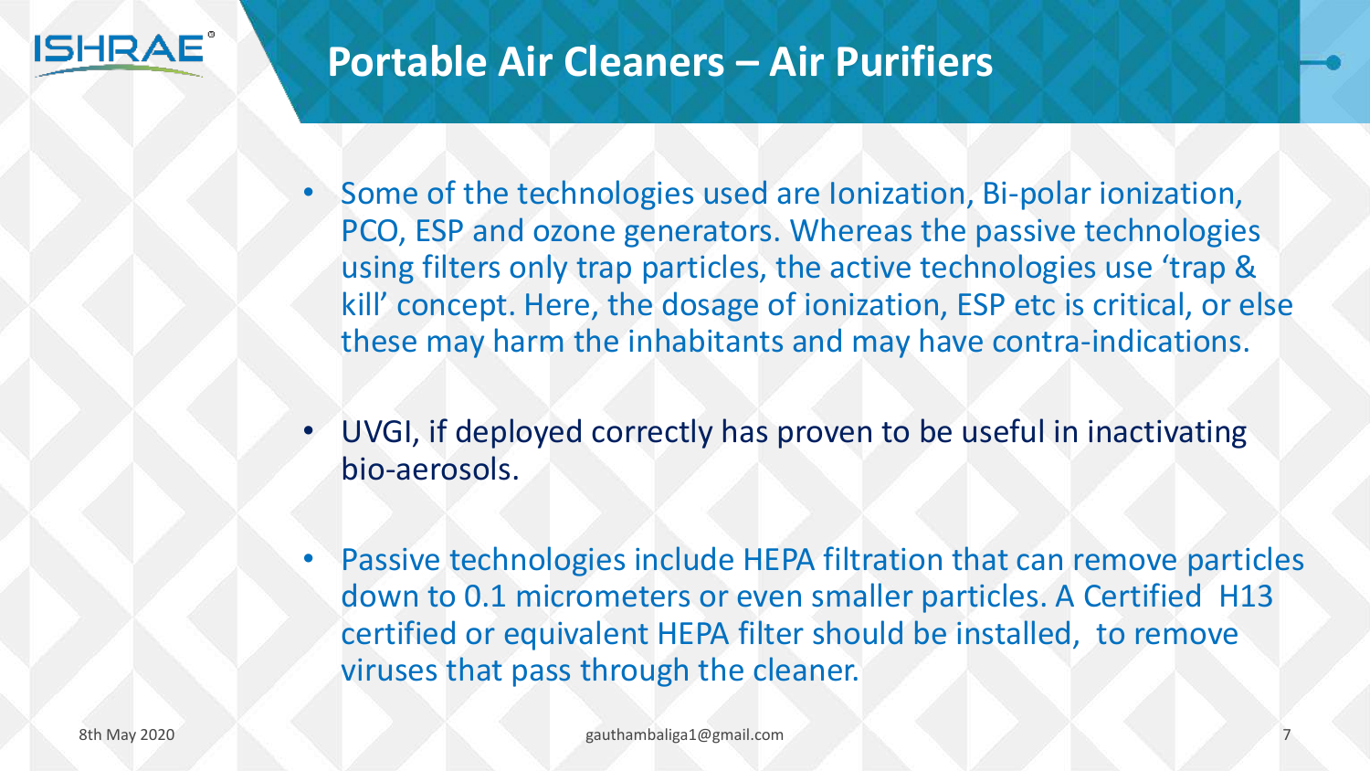# Portable Air Cleaners – Air Purifiers

- Some of the technologies used are Ionization, Bi-polar ionization, PCO, ESP and ozone generators. Whereas the passive technologies using filters only trap particles, the active technologies use 'trap & kill' concept. Here, the dosage of ionization, ESP etc is critical, or else these may harm the inhabitants and may have contra-indications.

- UVGI, if deployed correctly has proven to be useful in inactivating bio-aerosols.

- Passive technologies include HEPA filtration that can remove particles down to 0.1 micrometers or even smaller particles. A Certified H13 certified or equivalent HEPA filter should be installed, to remove viruses that pass through the cleaner.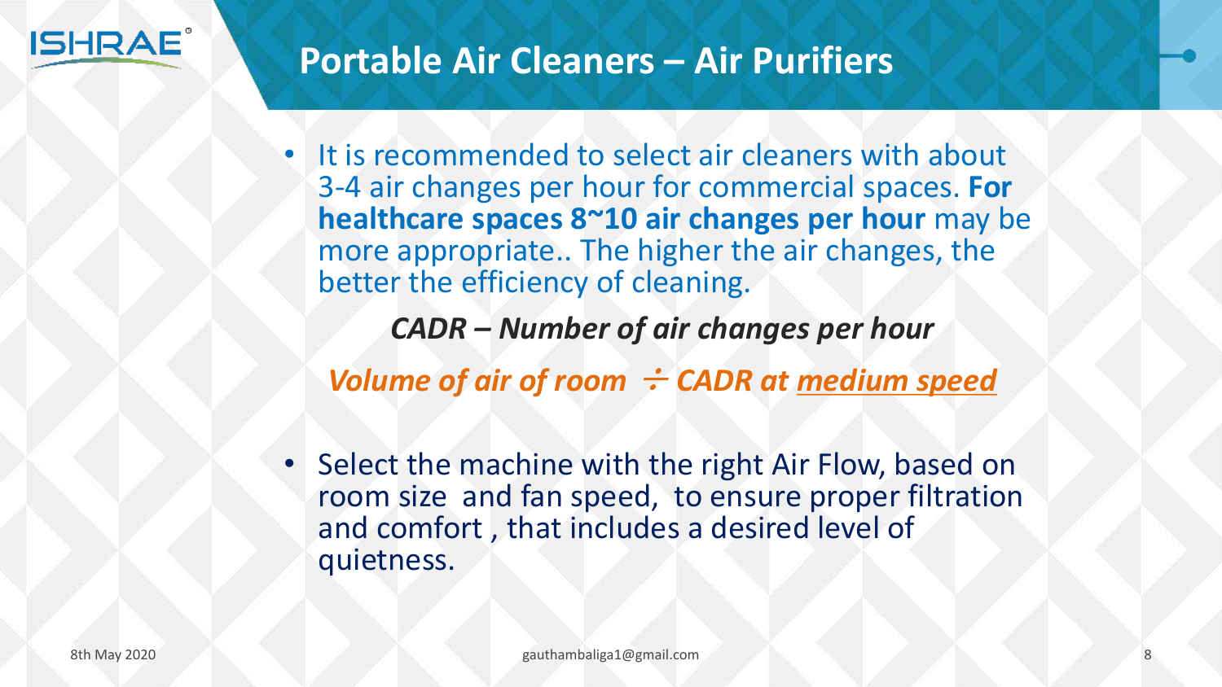# Portable Air Cleaners – Air Purifiers

- It is recommended to select air cleaners with about 3-4 air changes per hour for commercial spaces. **For healthcare spaces 8~10 air changes per hour** may be more appropriate.. The higher the air changes, the better the efficiency of cleaning.

***CADR – Number of air changes per hour***

***Volume of air of room ÷ CADR at <u>medium speed</u>***

- Select the machine with the right Air Flow, based on room size and fan speed, to ensure proper filtration and comfort , that includes a desired level of quietness.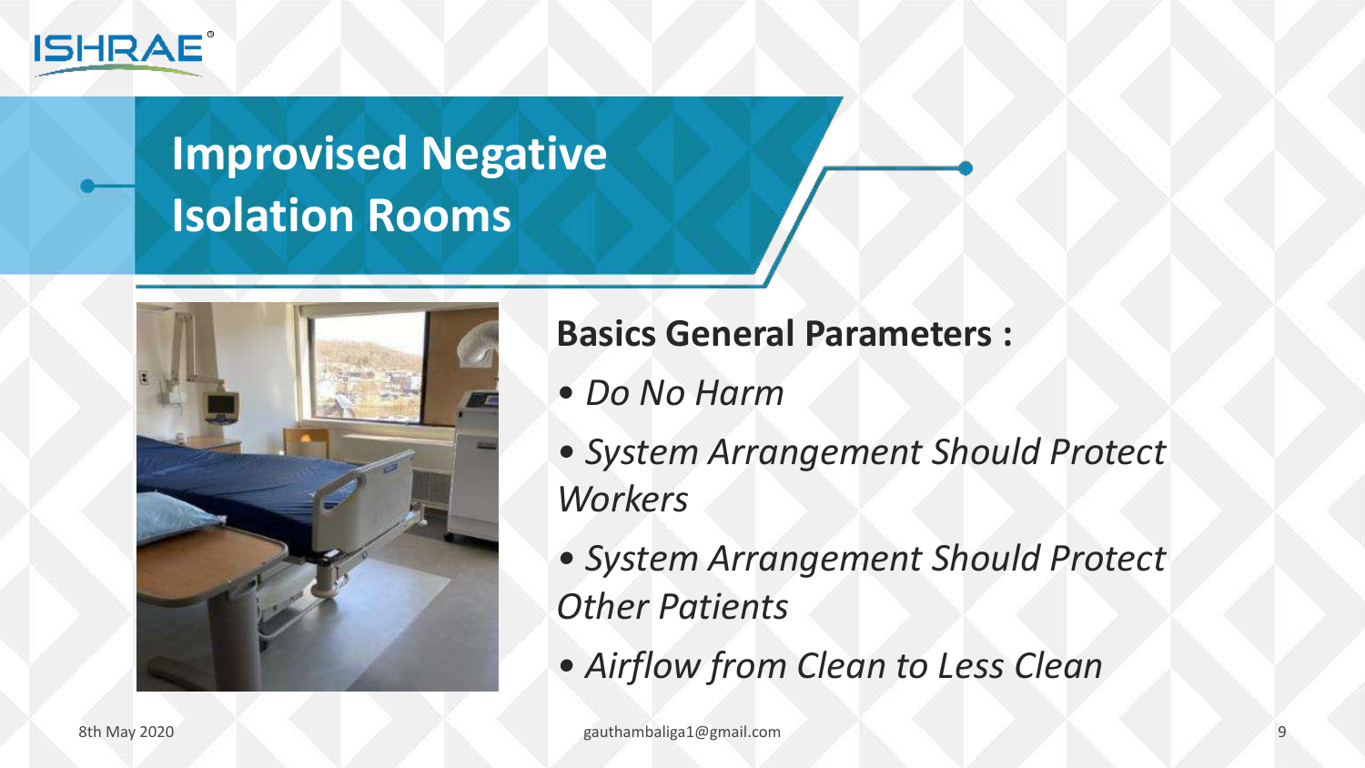# Improvised Negative Isolation Rooms

**Basics General Parameters :**

- *Do No Harm*
- *System Arrangement Should Protect Workers*
- *System Arrangement Should Protect Other Patients*
- *Airflow from Clean to Less Clean*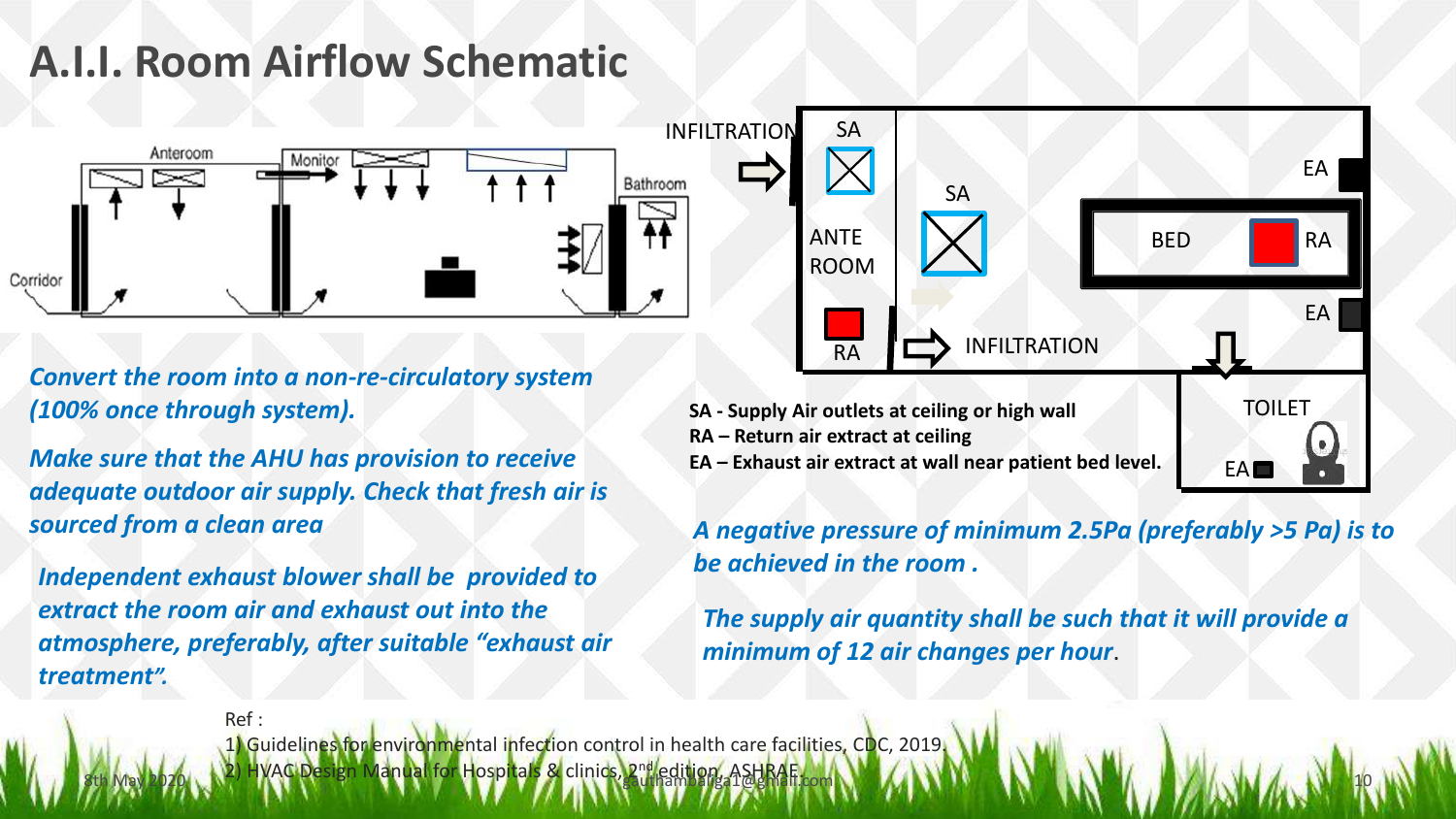# A.I.I. Room Airflow Schematic

*Convert the room into a non-re-circulatory system (100% once through system).*

*Make sure that the AHU has provision to receive adequate outdoor air supply. Check that fresh air is sourced from a clean area*

*Independent exhaust blower shall be provided to extract the room air and exhaust out into the atmosphere, preferably, after suitable "exhaust air treatment".*

**SA - Supply Air outlets at ceiling or high wall**
**RA – Return air extract at ceiling**
**EA – Exhaust air extract at wall near patient bed level.**

*A negative pressure of minimum 2.5Pa (preferably >5 Pa) is to be achieved in the room .*

*The supply air quantity shall be such that it will provide a minimum of 12 air changes per hour*.

Ref :

1) Guidelines for environmental infection control in health care facilities, CDC, 2019.
2) HVAC Design Manual for Hospitals & clinics, 2nd edition, ASHRAE.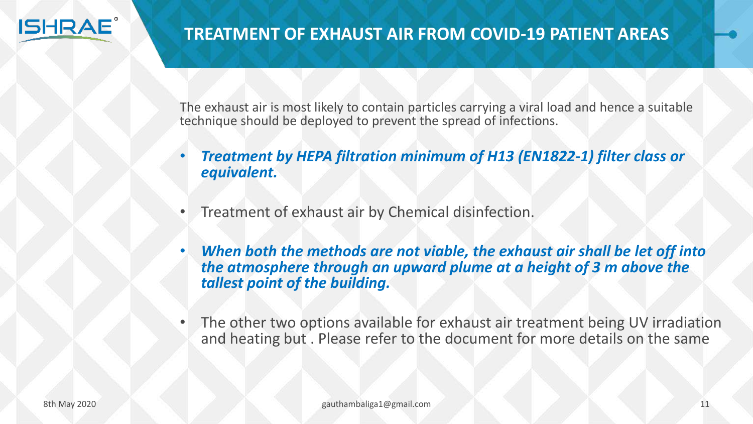# TREATMENT OF EXHAUST AIR FROM COVID-19 PATIENT AREAS

The exhaust air is most likely to contain particles carrying a viral load and hence a suitable technique should be deployed to prevent the spread of infections.

- ***Treatment by HEPA filtration minimum of H13 (EN1822-1) filter class or equivalent.***
- Treatment of exhaust air by Chemical disinfection.
- ***When both the methods are not viable, the exhaust air shall be let off into the atmosphere through an upward plume at a height of 3 m above the tallest point of the building.***
- The other two options available for exhaust air treatment being UV irradiation and heating but . Please refer to the document for more details on the same

8th May 2020 gauthambaliga1@gmail.com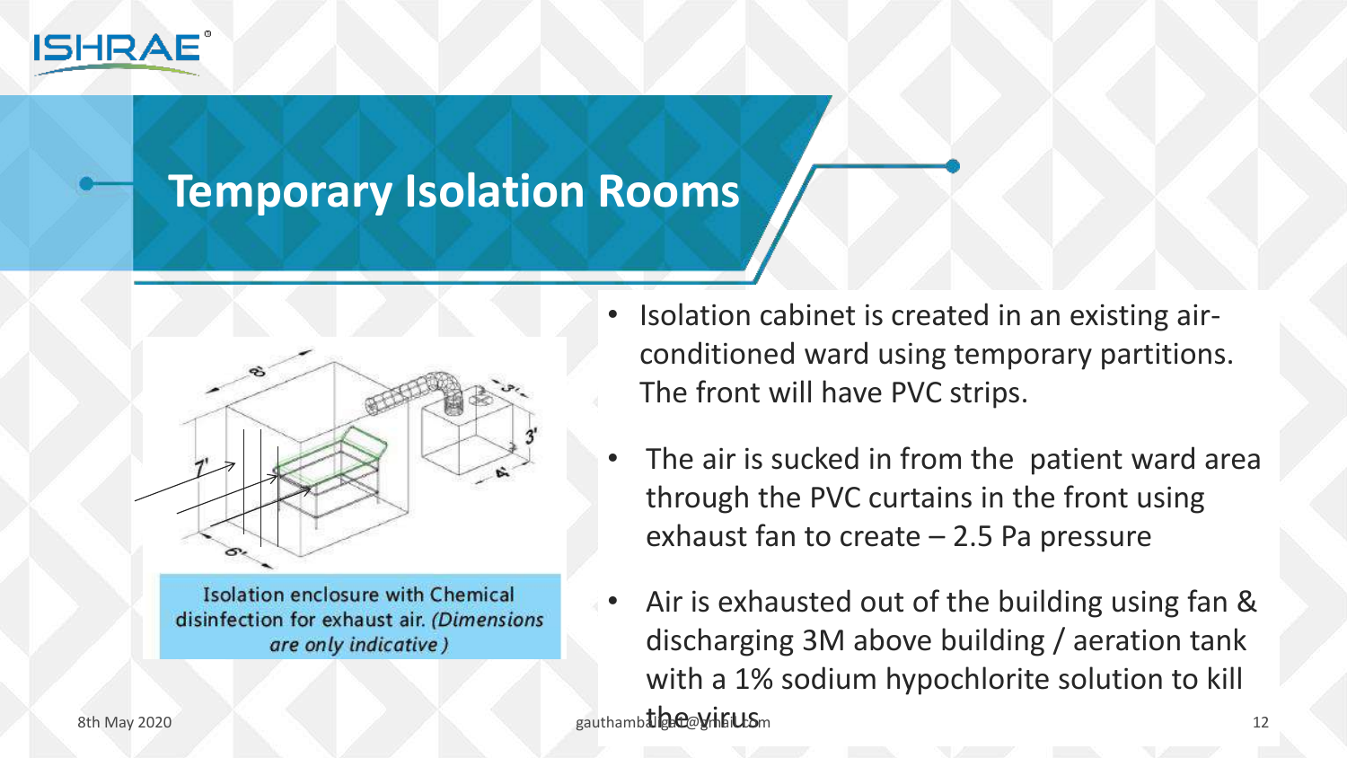# Temporary Isolation Rooms

Isolation enclosure with Chemical disinfection for exhaust air. *(Dimensions are only indicative )*

- Isolation cabinet is created in an existing air-conditioned ward using temporary partitions. The front will have PVC strips.
- The air is sucked in from the patient ward area through the PVC curtains in the front using exhaust fan to create – 2.5 Pa pressure
- Air is exhausted out of the building using fan & discharging 3M above building / aeration tank with a 1% sodium hypochlorite solution to kill the virus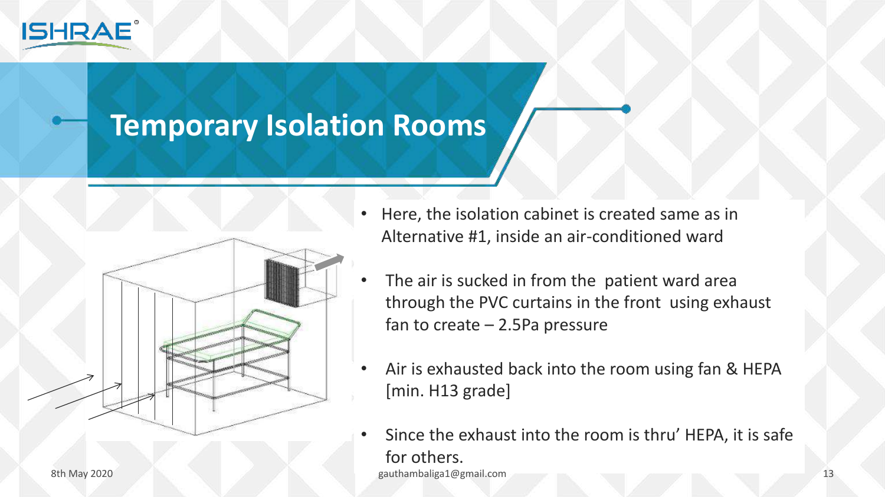# Temporary Isolation Rooms

- Here, the isolation cabinet is created same as in Alternative #1, inside an air-conditioned ward
- The air is sucked in from the patient ward area through the PVC curtains in the front using exhaust fan to create – 2.5Pa pressure
- Air is exhausted back into the room using fan & HEPA [min. H13 grade]
- Since the exhaust into the room is thru' HEPA, it is safe for others.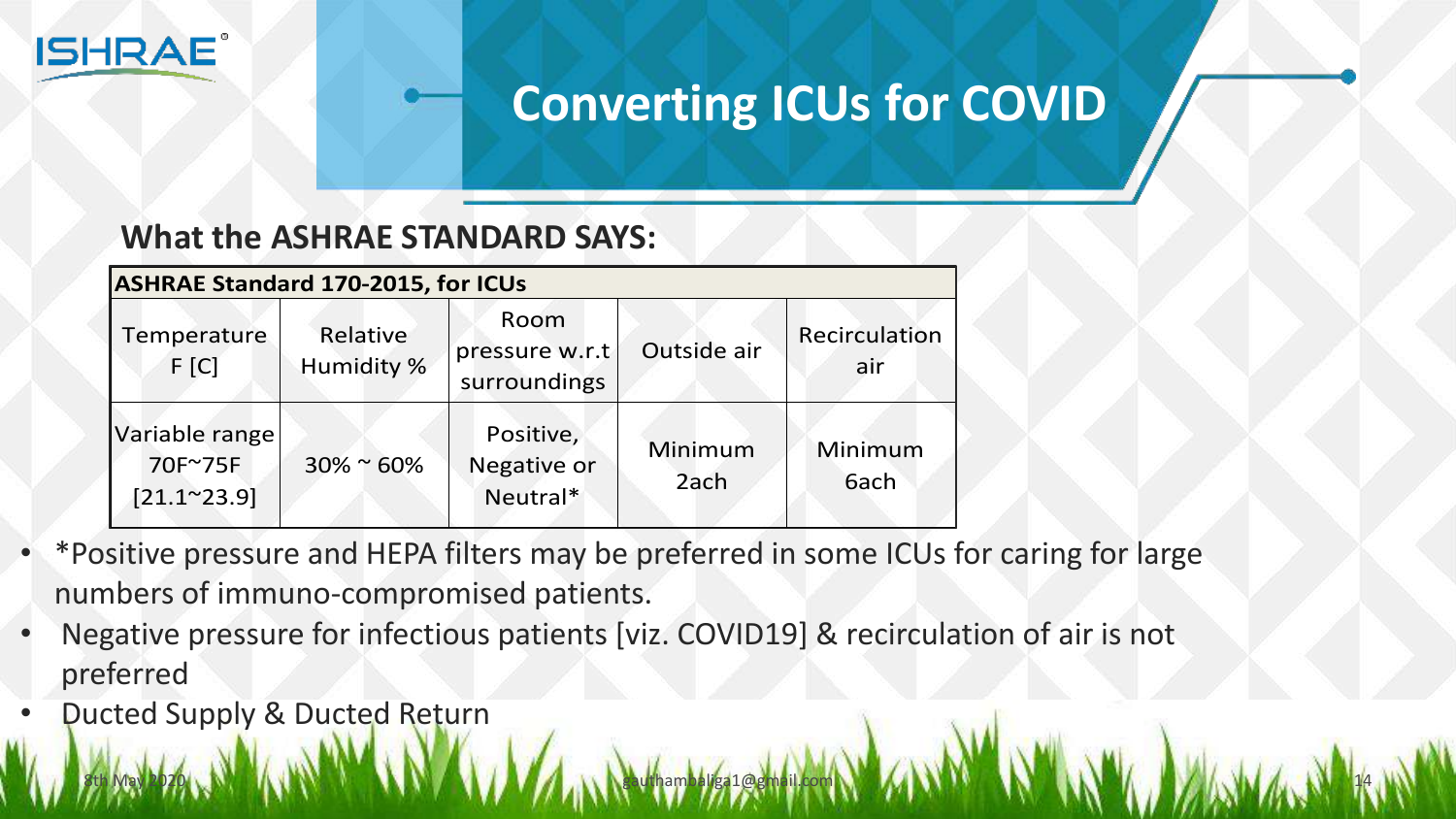# Converting ICUs for COVID

## What the ASHRAE STANDARD SAYS:

| ASHRAE Standard 170-2015, for ICUs | | | | |
|---|---|---|---|---|
| Temperature F [C] | Relative Humidity % | Room pressure w.r.t surroundings | Outside air | Recirculation air |
| Variable range 70F~75F [21.1~23.9] | 30% ~ 60% | Positive, Negative or Neutral* | Minimum 2ach | Minimum 6ach |

- *Positive pressure and HEPA filters may be preferred in some ICUs for caring for large numbers of immuno-compromised patients.
- Negative pressure for infectious patients [viz. COVID19] & recirculation of air is not preferred
- Ducted Supply & Ducted Return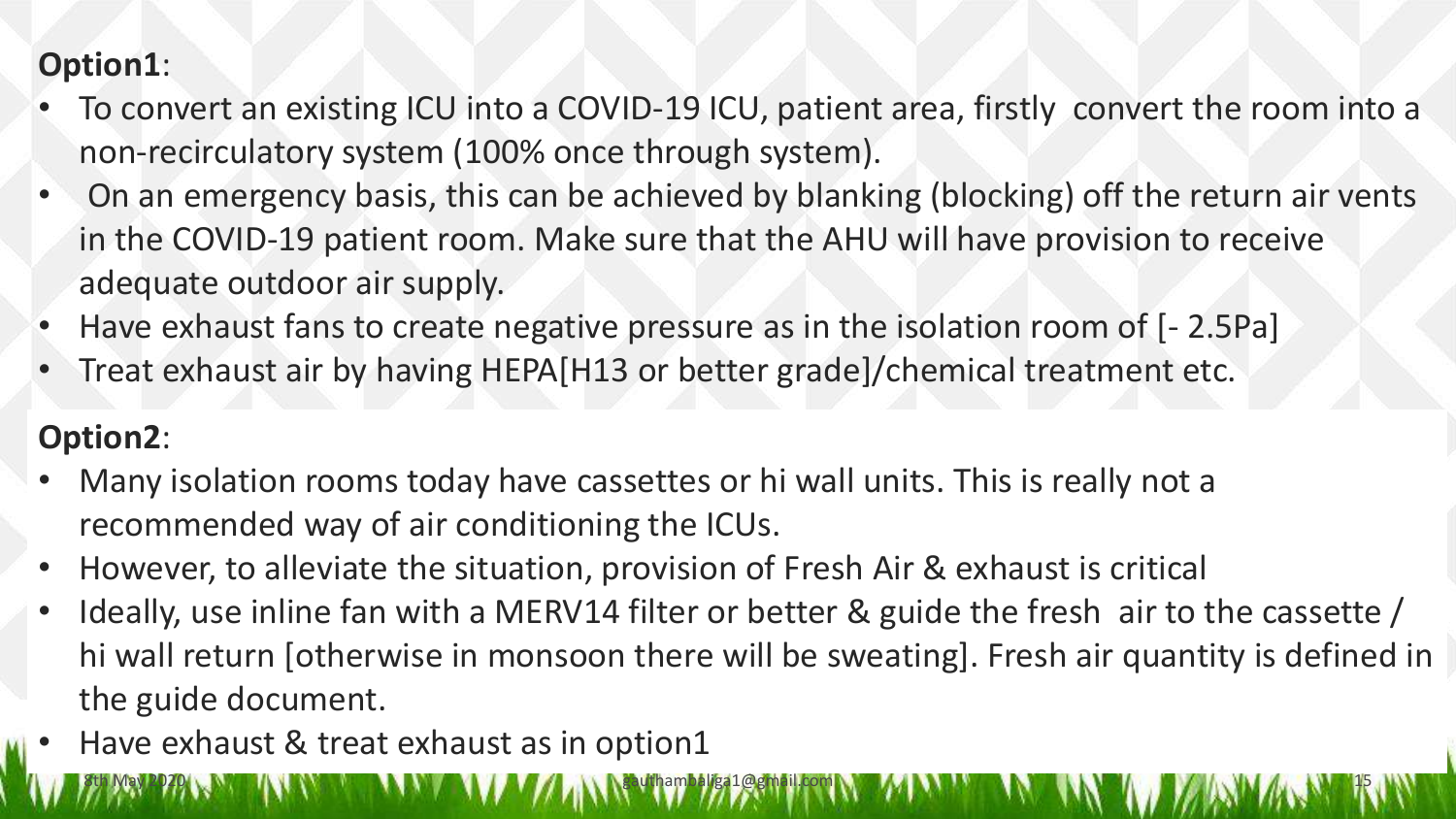**Option1**:

- To convert an existing ICU into a COVID-19 ICU, patient area, firstly convert the room into a non-recirculatory system (100% once through system).
- On an emergency basis, this can be achieved by blanking (blocking) off the return air vents in the COVID-19 patient room. Make sure that the AHU will have provision to receive adequate outdoor air supply.
- Have exhaust fans to create negative pressure as in the isolation room of [- 2.5Pa]
- Treat exhaust air by having HEPA[H13 or better grade]/chemical treatment etc.

**Option2**:

- Many isolation rooms today have cassettes or hi wall units. This is really not a recommended way of air conditioning the ICUs.
- However, to alleviate the situation, provision of Fresh Air & exhaust is critical
- Ideally, use inline fan with a MERV14 filter or better & guide the fresh air to the cassette / hi wall return [otherwise in monsoon there will be sweating]. Fresh air quantity is defined in the guide document.
- Have exhaust & treat exhaust as in option1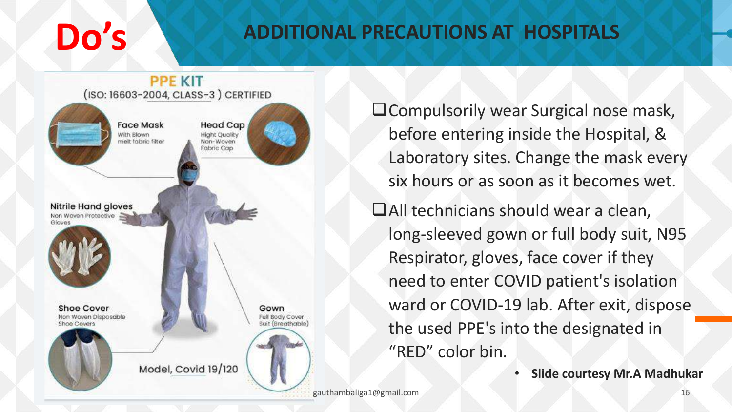# Do's

## ADDITIONAL PRECAUTIONS AT HOSPITALS

**PPE KIT**
(ISO: 16603-2004, CLASS-3 ) CERTIFIED

- **Face Mask** – With Blown melt fabric filter
- **Head Cap** – Hight Quality Non-Woven Fabric Cap
- **Nitrile Hand gloves** – Non Woven Protective Gloves
- **Shoe Cover** – Non Woven Disposable Shoe Covers
- **Gown** – Full Body Cover Suit (Breathable)

Model, Covid 19/120

- Compulsorily wear Surgical nose mask, before entering inside the Hospital, & Laboratory sites. Change the mask every six hours or as soon as it becomes wet.
- All technicians should wear a clean, long-sleeved gown or full body suit, N95 Respirator, gloves, face cover if they need to enter COVID patient's isolation ward or COVID-19 lab. After exit, dispose the used PPE's into the designated in "RED" color bin.

- **Slide courtesy Mr.A Madhukar**

gauthambaliga1@gmail.com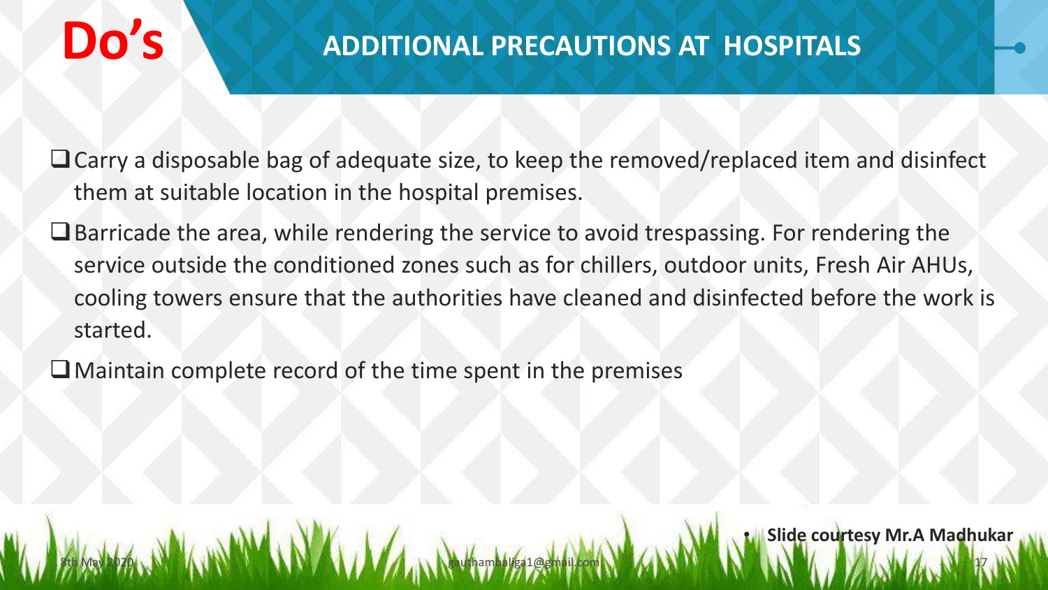# Do's

## ADDITIONAL PRECAUTIONS AT HOSPITALS

- Carry a disposable bag of adequate size, to keep the removed/replaced item and disinfect them at suitable location in the hospital premises.
- Barricade the area, while rendering the service to avoid trespassing. For rendering the service outside the conditioned zones such as for chillers, outdoor units, Fresh Air AHUs, cooling towers ensure that the authorities have cleaned and disinfected before the work is started.
- Maintain complete record of the time spent in the premises

- **Slide courtesy Mr.A Madhukar**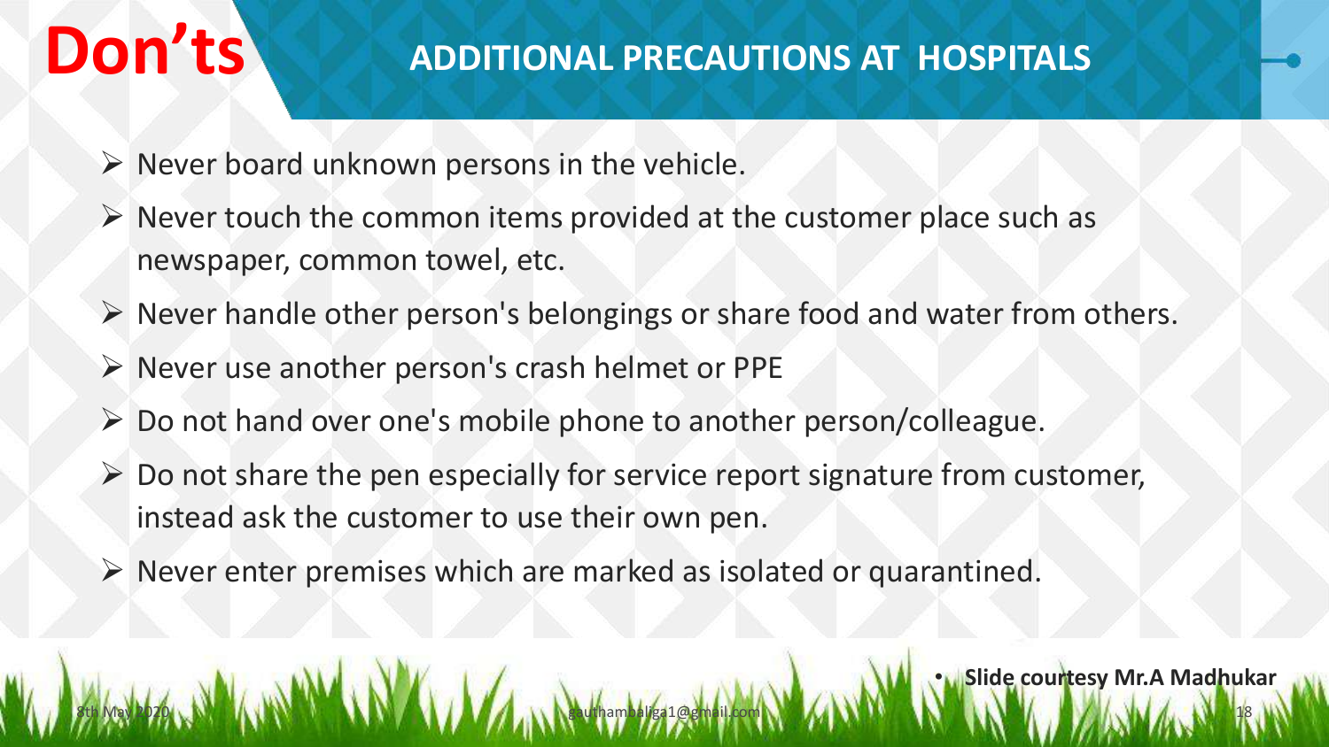# Don'ts

## ADDITIONAL PRECAUTIONS AT HOSPITALS

- Never board unknown persons in the vehicle.
- Never touch the common items provided at the customer place such as newspaper, common towel, etc.
- Never handle other person's belongings or share food and water from others.
- Never use another person's crash helmet or PPE
- Do not hand over one's mobile phone to another person/colleague.
- Do not share the pen especially for service report signature from customer, instead ask the customer to use their own pen.
- Never enter premises which are marked as isolated or quarantined.

- **Slide courtesy Mr.A Madhukar**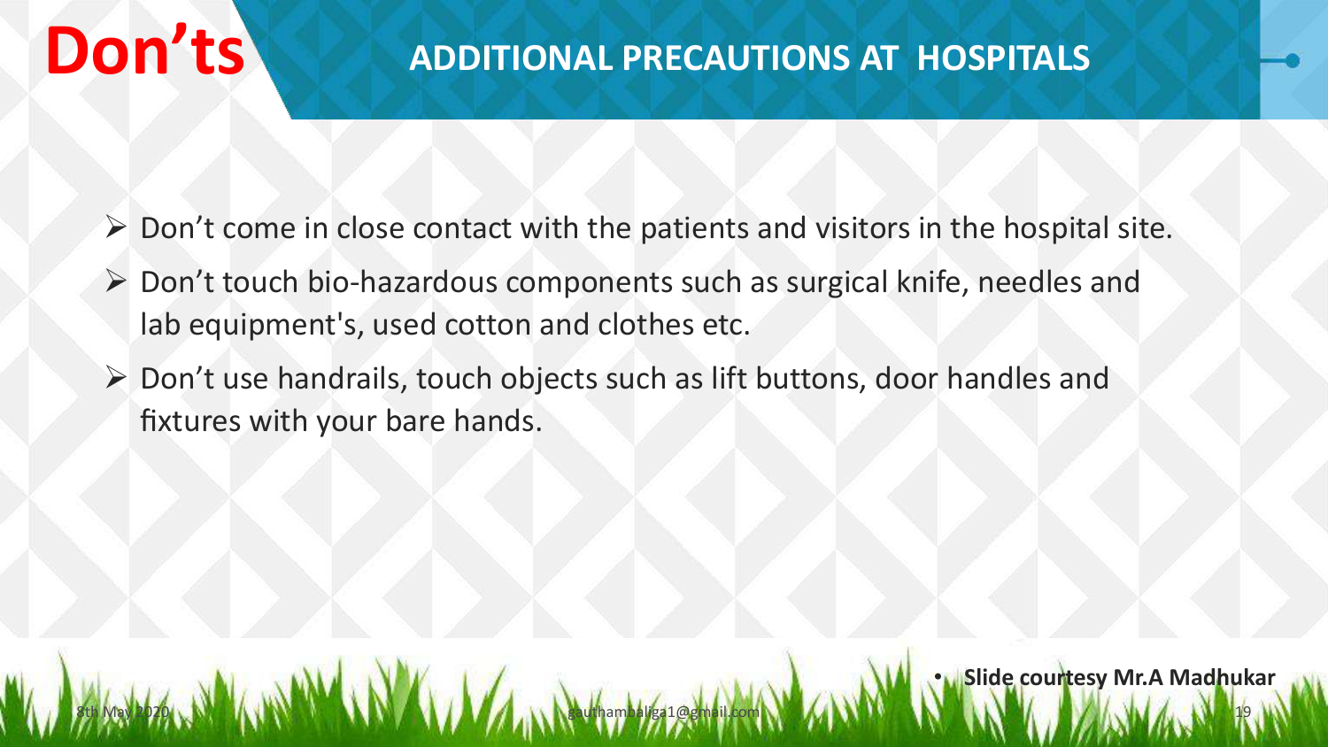# Don'ts

## ADDITIONAL PRECAUTIONS AT HOSPITALS

- Don't come in close contact with the patients and visitors in the hospital site.
- Don't touch bio-hazardous components such as surgical knife, needles and lab equipment's, used cotton and clothes etc.
- Don't use handrails, touch objects such as lift buttons, door handles and fixtures with your bare hands.

- **Slide courtesy Mr.A Madhukar**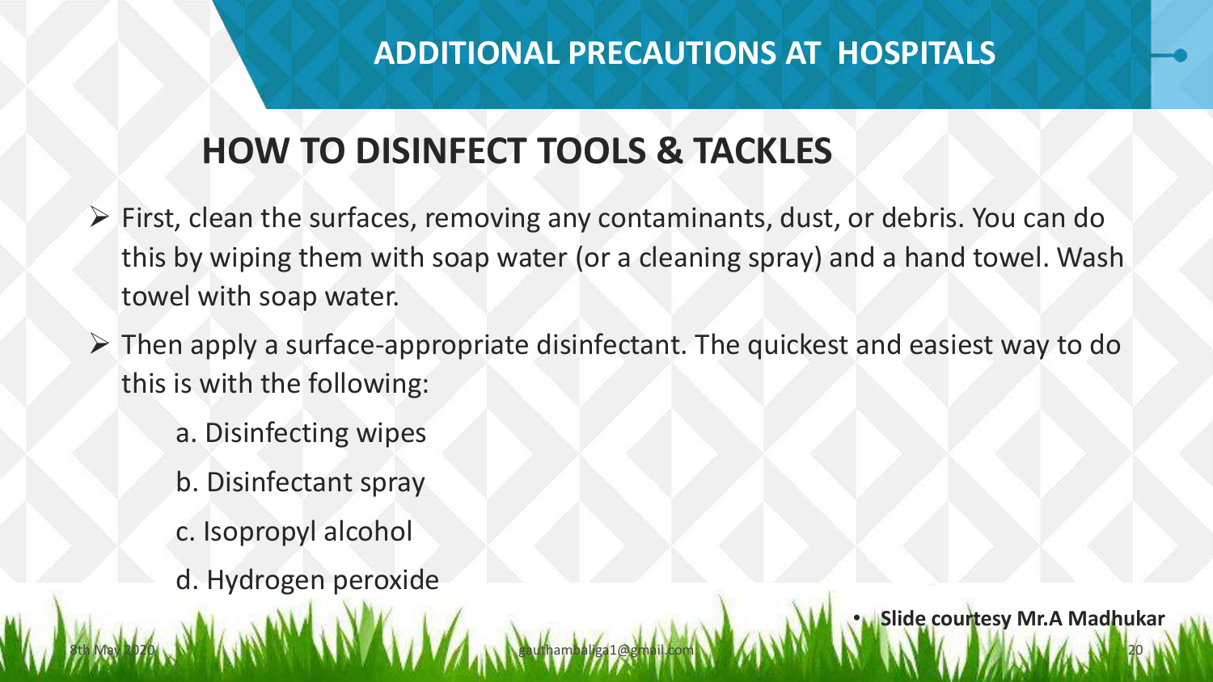# ADDITIONAL PRECAUTIONS AT HOSPITALS

## HOW TO DISINFECT TOOLS & TACKLES

- First, clean the surfaces, removing any contaminants, dust, or debris. You can do this by wiping them with soap water (or a cleaning spray) and a hand towel. Wash towel with soap water.
- Then apply a surface-appropriate disinfectant. The quickest and easiest way to do this is with the following:

  a. Disinfecting wipes

  b. Disinfectant spray

  c. Isopropyl alcohol

  d. Hydrogen peroxide

- **Slide courtesy Mr.A Madhukar**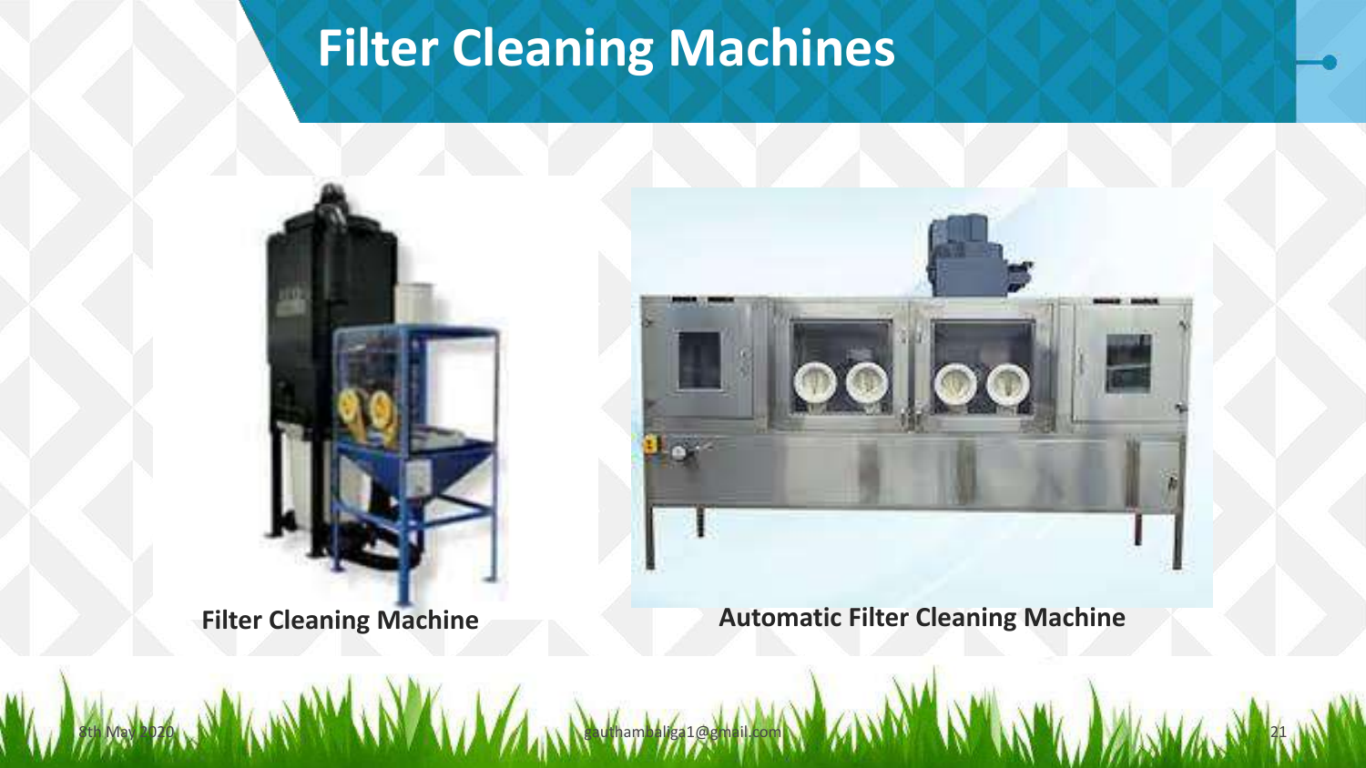# Filter Cleaning Machines

Filter Cleaning Machine

Automatic Filter Cleaning Machine